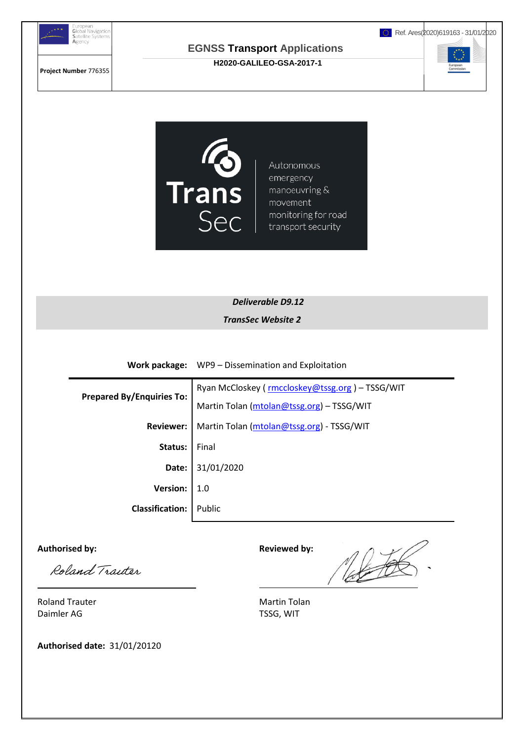European Global Navigation Satellite Systems Agency

Ref. Ares(2020)619163 - 31/01/2020

**EGNSS Transport Applications**

**H2020-GALILEO-GSA-2017-1**

**Project Number** 776355

Trans Sec

Autonomous emergency manoeuvring & movement monitoring for road transport security

***Deliverable D9.12***

***TransSec Website 2***

| | |
|---|---|
| **Work package:** | WP9 – Dissemination and Exploitation |
| **Prepared By/Enquiries To:** | Ryan McCloskey ( rmccloskey@tssg.org ) – TSSG/WIT<br>Martin Tolan (mtolan@tssg.org) – TSSG/WIT |
| **Reviewer:** | Martin Tolan (mtolan@tssg.org) - TSSG/WIT |
| **Status:** | Final |
| **Date:** | 31/01/2020 |
| **Version:** | 1.0 |
| **Classification:** | Public |

**Authorised by:**

Roland Trauter
Daimler AG

**Reviewed by:**

Martin Tolan
TSSG, WIT

**Authorised date:** 31/01/20120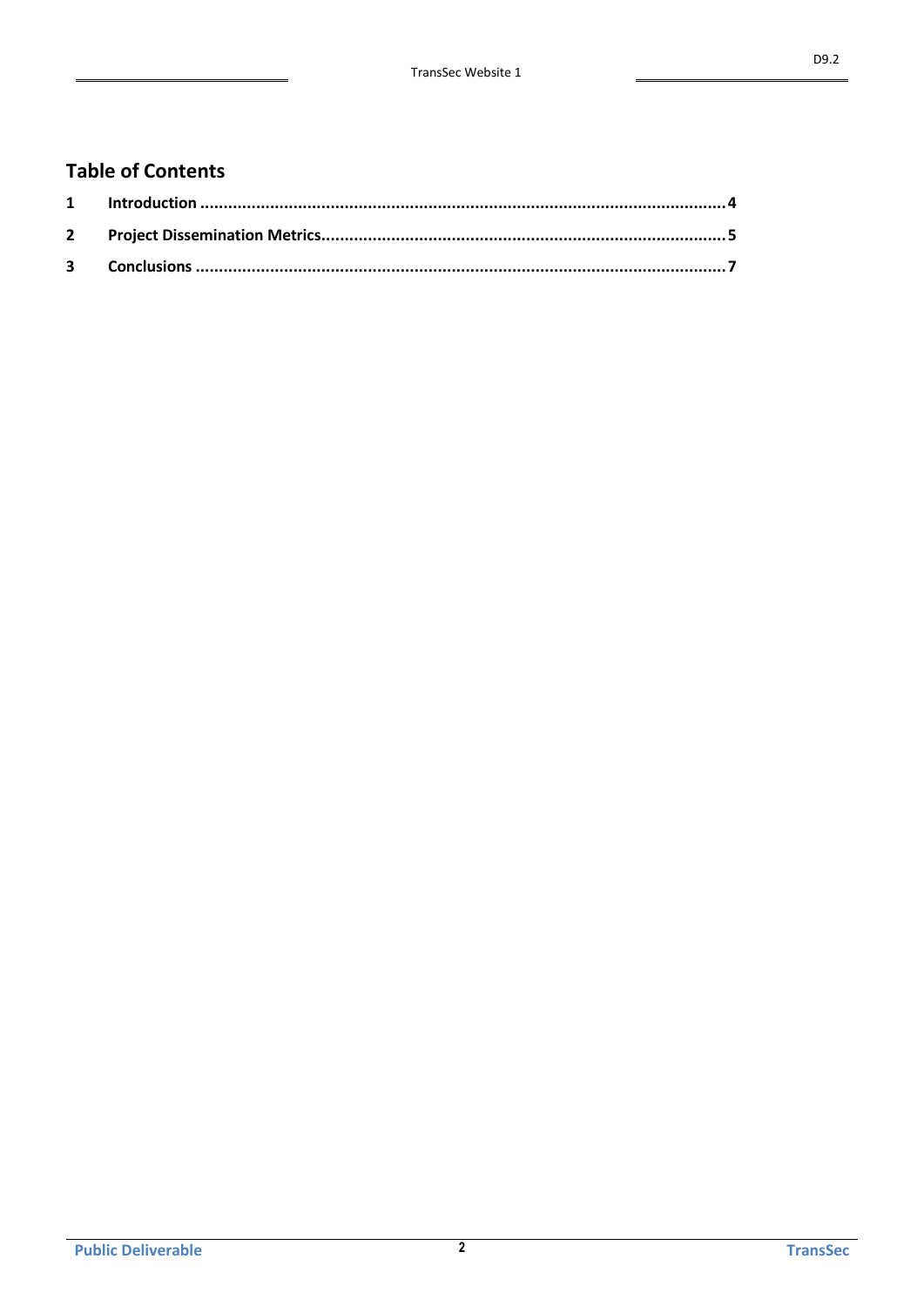# Table of Contents

1 Introduction ....................................................................................................................... 4

2 Project Dissemination Metrics.............................................................................................. 5

3 Conclusions ......................................................................................................................... 7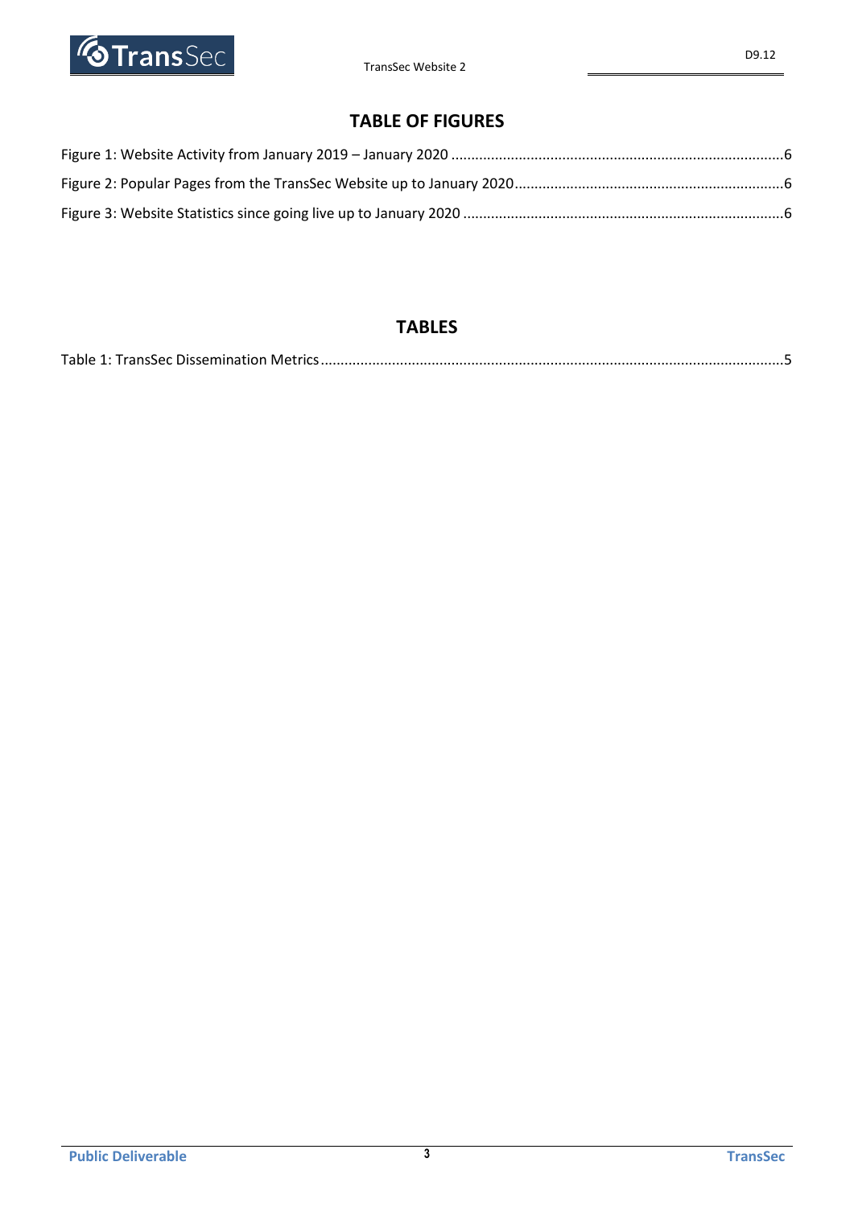## TABLE OF FIGURES

Figure 1: Website Activity from January 2019 – January 2020 ....................................................................................6

Figure 2: Popular Pages from the TransSec Website up to January 2020....................................................................6

Figure 3: Website Statistics since going live up to January 2020 ................................................................................6

## TABLES

Table 1: TransSec Dissemination Metrics....................................................................................................................5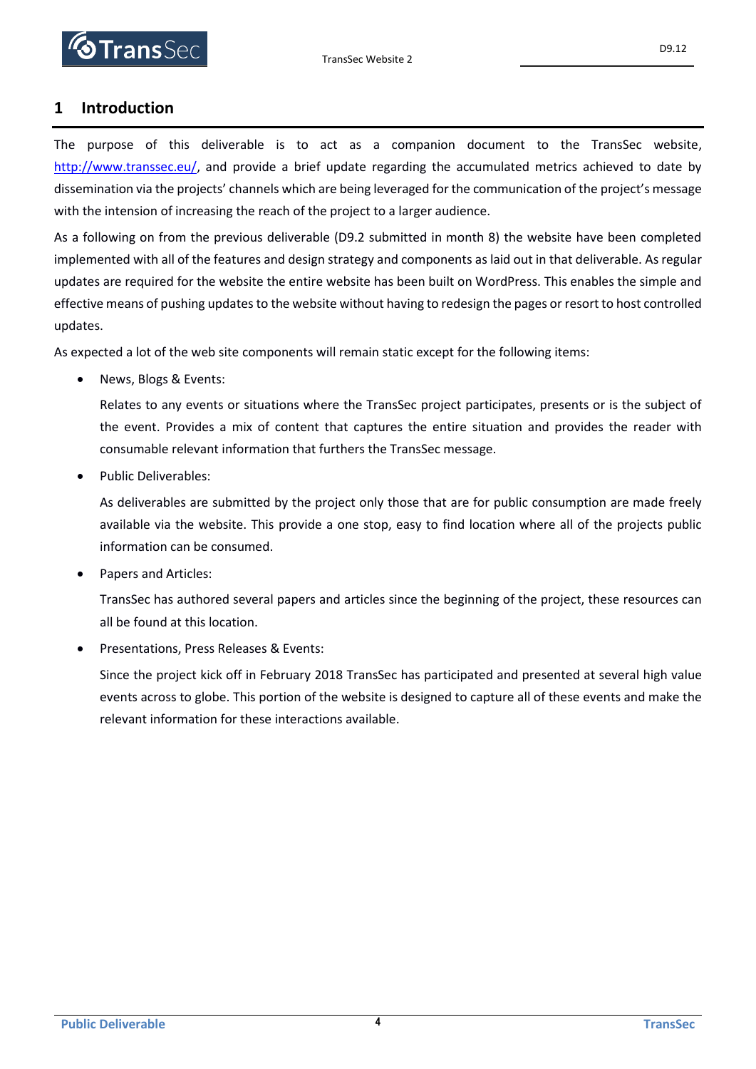# 1 Introduction

The purpose of this deliverable is to act as a companion document to the TransSec website, http://www.transsec.eu/, and provide a brief update regarding the accumulated metrics achieved to date by dissemination via the projects' channels which are being leveraged for the communication of the project's message with the intension of increasing the reach of the project to a larger audience.

As a following on from the previous deliverable (D9.2 submitted in month 8) the website have been completed implemented with all of the features and design strategy and components as laid out in that deliverable. As regular updates are required for the website the entire website has been built on WordPress. This enables the simple and effective means of pushing updates to the website without having to redesign the pages or resort to host controlled updates.

As expected a lot of the web site components will remain static except for the following items:

- News, Blogs & Events:

  Relates to any events or situations where the TransSec project participates, presents or is the subject of the event. Provides a mix of content that captures the entire situation and provides the reader with consumable relevant information that furthers the TransSec message.

- Public Deliverables:

  As deliverables are submitted by the project only those that are for public consumption are made freely available via the website. This provide a one stop, easy to find location where all of the projects public information can be consumed.

- Papers and Articles:

  TransSec has authored several papers and articles since the beginning of the project, these resources can all be found at this location.

- Presentations, Press Releases & Events:

  Since the project kick off in February 2018 TransSec has participated and presented at several high value events across to globe. This portion of the website is designed to capture all of these events and make the relevant information for these interactions available.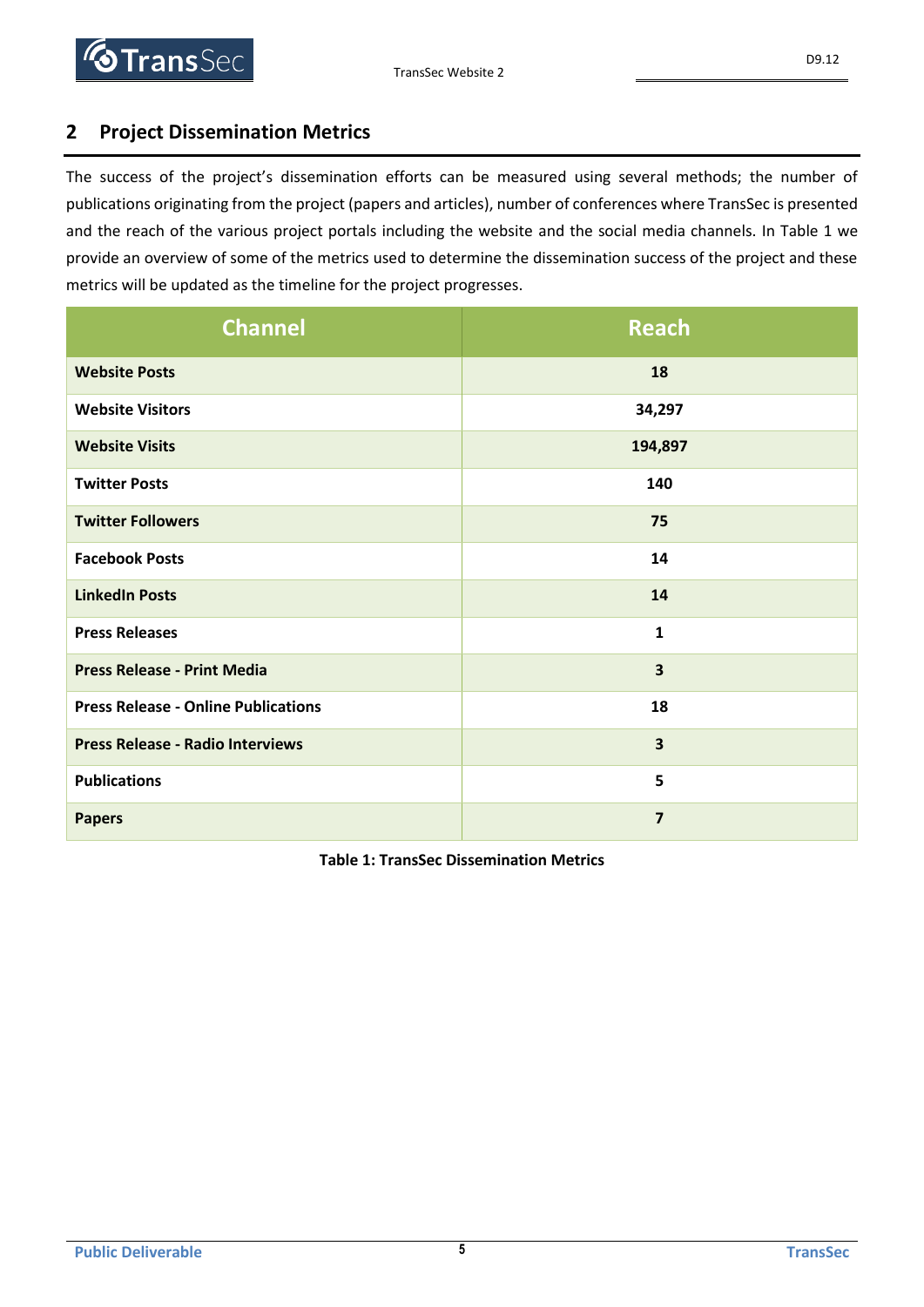## 2 Project Dissemination Metrics

The success of the project's dissemination efforts can be measured using several methods; the number of publications originating from the project (papers and articles), number of conferences where TransSec is presented and the reach of the various project portals including the website and the social media channels. In Table 1 we provide an overview of some of the metrics used to determine the dissemination success of the project and these metrics will be updated as the timeline for the project progresses.

| Channel | Reach |
|---|---|
| **Website Posts** | **18** |
| **Website Visitors** | **34,297** |
| **Website Visits** | **194,897** |
| **Twitter Posts** | **140** |
| **Twitter Followers** | **75** |
| **Facebook Posts** | **14** |
| **LinkedIn Posts** | **14** |
| **Press Releases** | **1** |
| **Press Release - Print Media** | **3** |
| **Press Release - Online Publications** | **18** |
| **Press Release - Radio Interviews** | **3** |
| **Publications** | **5** |
| **Papers** | **7** |

**Table 1: TransSec Dissemination Metrics**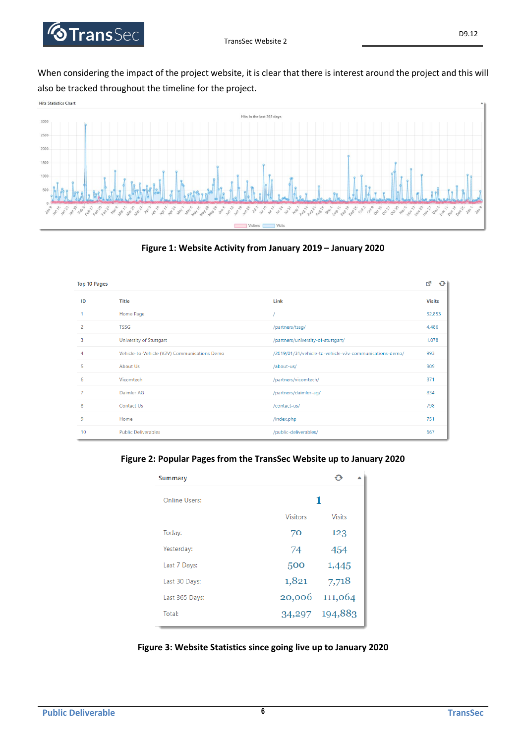When considering the impact of the project website, it is clear that there is interest around the project and this will also be tracked throughout the timeline for the project.

**Figure 1: Website Activity from January 2019 – January 2020**

Top 10 Pages

| ID | Title | Link | Visits |
|---|---|---|---|
| 1 | Home Page | / | 32,853 |
| 2 | TSSG | /partners/tssg/ | 4,486 |
| 3 | University of Stuttgart | /partners/university-of-stuttgart/ | 1,078 |
| 4 | Vehicle-to-Vehicle (V2V) Communications Demo | /2019/01/31/vehicle-to-vehicle-v2v-communications-demo/ | 993 |
| 5 | About Us | /about-us/ | 909 |
| 6 | Vicomtech | /partners/vicomtech/ | 871 |
| 7 | Daimler AG | /partners/daimler-ag/ | 834 |
| 8 | Contact Us | /contact-us/ | 798 |
| 9 | Home | /index.php | 751 |
| 10 | Public Deliverables | /public-deliverables/ | 667 |

**Figure 2: Popular Pages from the TransSec Website up to January 2020**

Summary

Online Users: 1

| | Visitors | Visits |
|---|---|---|
| Today: | 70 | 123 |
| Yesterday: | 74 | 454 |
| Last 7 Days: | 500 | 1,445 |
| Last 30 Days: | 1,821 | 7,718 |
| Last 365 Days: | 20,006 | 111,064 |
| Total: | 34,297 | 194,883 |

**Figure 3: Website Statistics since going live up to January 2020**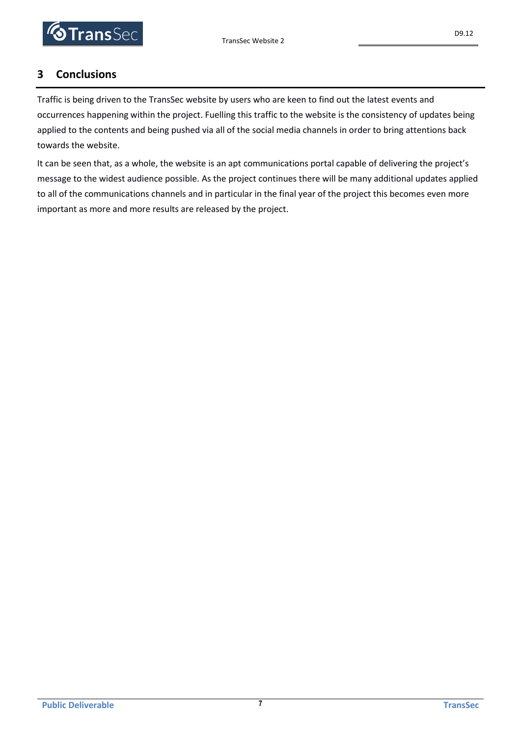# 3 Conclusions

Traffic is being driven to the TransSec website by users who are keen to find out the latest events and occurrences happening within the project. Fuelling this traffic to the website is the consistency of updates being applied to the contents and being pushed via all of the social media channels in order to bring attentions back towards the website.

It can be seen that, as a whole, the website is an apt communications portal capable of delivering the project's message to the widest audience possible. As the project continues there will be many additional updates applied to all of the communications channels and in particular in the final year of the project this becomes even more important as more and more results are released by the project.